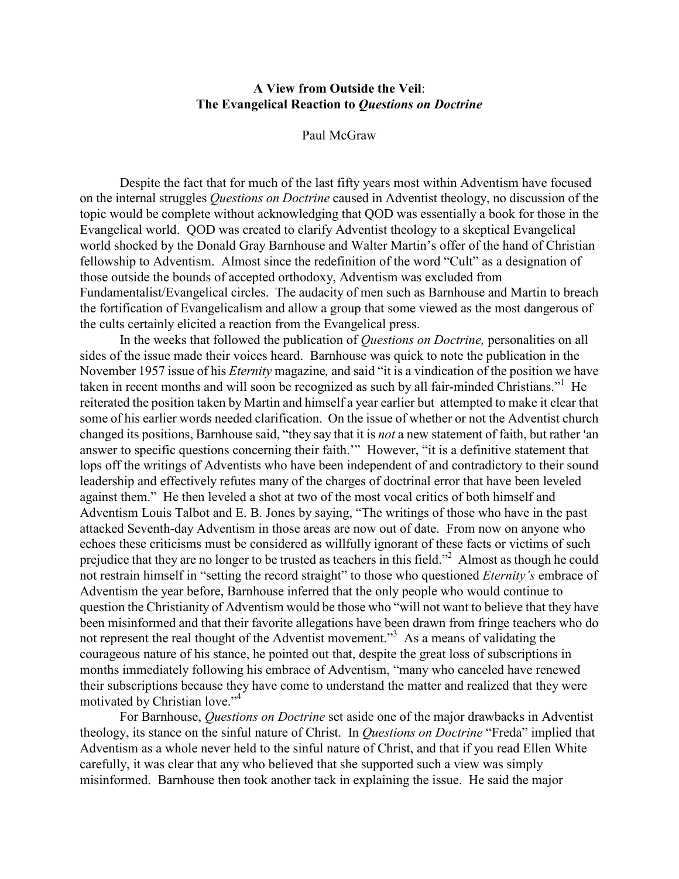**A View from Outside the Veil**:
**The Evangelical Reaction to *Questions on Doctrine***

Paul McGraw

Despite the fact that for much of the last fifty years most within Adventism have focused on the internal struggles *Questions on Doctrine* caused in Adventist theology, no discussion of the topic would be complete without acknowledging that QOD was essentially a book for those in the Evangelical world. QOD was created to clarify Adventist theology to a skeptical Evangelical world shocked by the Donald Gray Barnhouse and Walter Martin's offer of the hand of Christian fellowship to Adventism. Almost since the redefinition of the word "Cult" as a designation of those outside the bounds of accepted orthodoxy, Adventism was excluded from Fundamentalist/Evangelical circles. The audacity of men such as Barnhouse and Martin to breach the fortification of Evangelicalism and allow a group that some viewed as the most dangerous of the cults certainly elicited a reaction from the Evangelical press.

In the weeks that followed the publication of *Questions on Doctrine,* personalities on all sides of the issue made their voices heard. Barnhouse was quick to note the publication in the November 1957 issue of his *Eternity* magazine*,* and said "it is a vindication of the position we have taken in recent months and will soon be recognized as such by all fair-minded Christians."[1] He reiterated the position taken by Martin and himself a year earlier but attempted to make it clear that some of his earlier words needed clarification. On the issue of whether or not the Adventist church changed its positions, Barnhouse said, "they say that it is *not* a new statement of faith, but rather 'an answer to specific questions concerning their faith.'" However, "it is a definitive statement that lops off the writings of Adventists who have been independent of and contradictory to their sound leadership and effectively refutes many of the charges of doctrinal error that have been leveled against them." He then leveled a shot at two of the most vocal critics of both himself and Adventism Louis Talbot and E. B. Jones by saying, "The writings of those who have in the past attacked Seventh-day Adventism in those areas are now out of date. From now on anyone who echoes these criticisms must be considered as willfully ignorant of these facts or victims of such prejudice that they are no longer to be trusted as teachers in this field."[2] Almost as though he could not restrain himself in "setting the record straight" to those who questioned *Eternity's* embrace of Adventism the year before, Barnhouse inferred that the only people who would continue to question the Christianity of Adventism would be those who "will not want to believe that they have been misinformed and that their favorite allegations have been drawn from fringe teachers who do not represent the real thought of the Adventist movement."[3] As a means of validating the courageous nature of his stance, he pointed out that, despite the great loss of subscriptions in months immediately following his embrace of Adventism, "many who canceled have renewed their subscriptions because they have come to understand the matter and realized that they were motivated by Christian love."[4]

For Barnhouse, *Questions on Doctrine* set aside one of the major drawbacks in Adventist theology, its stance on the sinful nature of Christ. In *Questions on Doctrine* "Freda" implied that Adventism as a whole never held to the sinful nature of Christ, and that if you read Ellen White carefully, it was clear that any who believed that she supported such a view was simply misinformed. Barnhouse then took another tack in explaining the issue. He said the major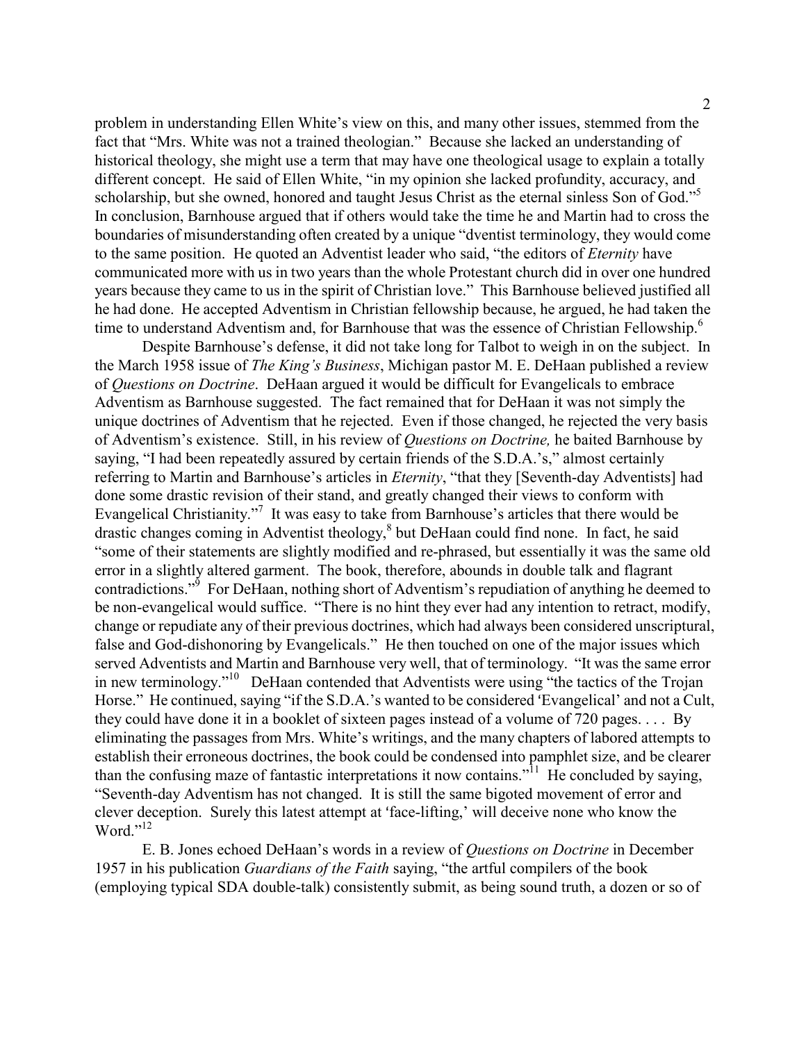problem in understanding Ellen White's view on this, and many other issues, stemmed from the fact that "Mrs. White was not a trained theologian." Because she lacked an understanding of historical theology, she might use a term that may have one theological usage to explain a totally different concept. He said of Ellen White, "in my opinion she lacked profundity, accuracy, and scholarship, but she owned, honored and taught Jesus Christ as the eternal sinless Son of God."[5] In conclusion, Barnhouse argued that if others would take the time he and Martin had to cross the boundaries of misunderstanding often created by a unique "dventist terminology, they would come to the same position. He quoted an Adventist leader who said, "the editors of *Eternity* have communicated more with us in two years than the whole Protestant church did in over one hundred years because they came to us in the spirit of Christian love." This Barnhouse believed justified all he had done. He accepted Adventism in Christian fellowship because, he argued, he had taken the time to understand Adventism and, for Barnhouse that was the essence of Christian Fellowship.[6]

Despite Barnhouse's defense, it did not take long for Talbot to weigh in on the subject. In the March 1958 issue of *The King's Business*, Michigan pastor M. E. DeHaan published a review of *Questions on Doctrine*. DeHaan argued it would be difficult for Evangelicals to embrace Adventism as Barnhouse suggested. The fact remained that for DeHaan it was not simply the unique doctrines of Adventism that he rejected. Even if those changed, he rejected the very basis of Adventism's existence. Still, in his review of *Questions on Doctrine,* he baited Barnhouse by saying, "I had been repeatedly assured by certain friends of the S.D.A.'s," almost certainly referring to Martin and Barnhouse's articles in *Eternity*, "that they [Seventh-day Adventists] had done some drastic revision of their stand, and greatly changed their views to conform with Evangelical Christianity."[7] It was easy to take from Barnhouse's articles that there would be drastic changes coming in Adventist theology,[8] but DeHaan could find none. In fact, he said "some of their statements are slightly modified and re-phrased, but essentially it was the same old error in a slightly altered garment. The book, therefore, abounds in double talk and flagrant contradictions."[9] For DeHaan, nothing short of Adventism's repudiation of anything he deemed to be non-evangelical would suffice. "There is no hint they ever had any intention to retract, modify, change or repudiate any of their previous doctrines, which had always been considered unscriptural, false and God-dishonoring by Evangelicals." He then touched on one of the major issues which served Adventists and Martin and Barnhouse very well, that of terminology. "It was the same error in new terminology."[10] DeHaan contended that Adventists were using "the tactics of the Trojan Horse." He continued, saying "if the S.D.A.'s wanted to be considered 'Evangelical' and not a Cult, they could have done it in a booklet of sixteen pages instead of a volume of 720 pages. . . . By eliminating the passages from Mrs. White's writings, and the many chapters of labored attempts to establish their erroneous doctrines, the book could be condensed into pamphlet size, and be clearer than the confusing maze of fantastic interpretations it now contains."[11] He concluded by saying, "Seventh-day Adventism has not changed. It is still the same bigoted movement of error and clever deception. Surely this latest attempt at 'face-lifting,' will deceive none who know the Word."[12]

E. B. Jones echoed DeHaan's words in a review of *Questions on Doctrine* in December 1957 in his publication *Guardians of the Faith* saying, "the artful compilers of the book (employing typical SDA double-talk) consistently submit, as being sound truth, a dozen or so of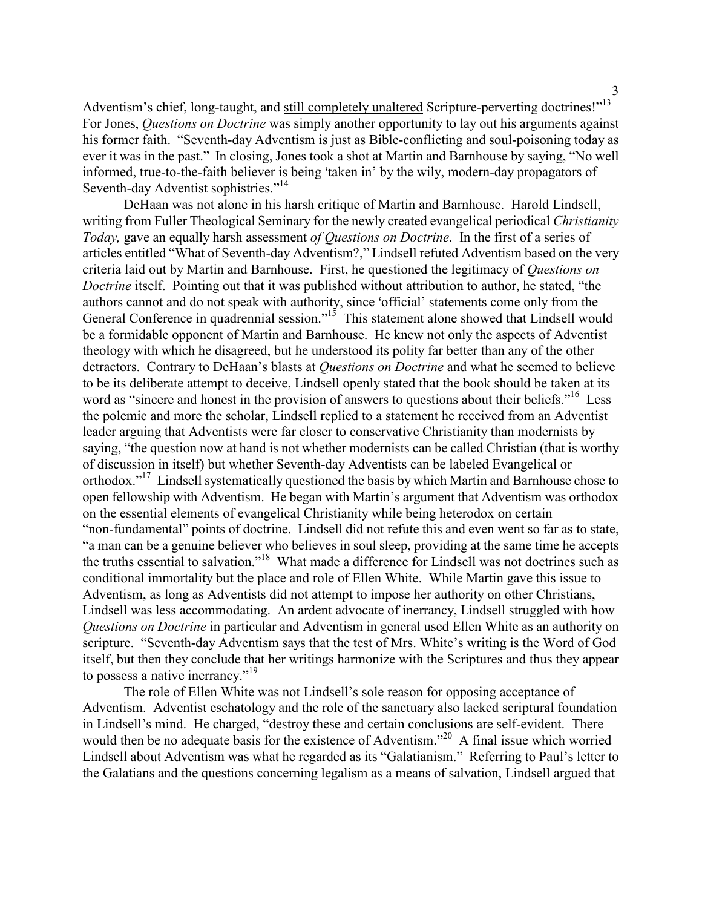Adventism's chief, long-taught, and still completely unaltered Scripture-perverting doctrines!"[13] For Jones, *Questions on Doctrine* was simply another opportunity to lay out his arguments against his former faith. "Seventh-day Adventism is just as Bible-conflicting and soul-poisoning today as ever it was in the past." In closing, Jones took a shot at Martin and Barnhouse by saying, "No well informed, true-to-the-faith believer is being 'taken in' by the wily, modern-day propagators of Seventh-day Adventist sophistries."[14]

DeHaan was not alone in his harsh critique of Martin and Barnhouse. Harold Lindsell, writing from Fuller Theological Seminary for the newly created evangelical periodical *Christianity Today,* gave an equally harsh assessment *of Questions on Doctrine*. In the first of a series of articles entitled "What of Seventh-day Adventism?," Lindsell refuted Adventism based on the very criteria laid out by Martin and Barnhouse. First, he questioned the legitimacy of *Questions on Doctrine* itself. Pointing out that it was published without attribution to author, he stated, "the authors cannot and do not speak with authority, since 'official' statements come only from the General Conference in quadrennial session."[15] This statement alone showed that Lindsell would be a formidable opponent of Martin and Barnhouse. He knew not only the aspects of Adventist theology with which he disagreed, but he understood its polity far better than any of the other detractors. Contrary to DeHaan's blasts at *Questions on Doctrine* and what he seemed to believe to be its deliberate attempt to deceive, Lindsell openly stated that the book should be taken at its word as "sincere and honest in the provision of answers to questions about their beliefs."[16] Less the polemic and more the scholar, Lindsell replied to a statement he received from an Adventist leader arguing that Adventists were far closer to conservative Christianity than modernists by saying, "the question now at hand is not whether modernists can be called Christian (that is worthy of discussion in itself) but whether Seventh-day Adventists can be labeled Evangelical or orthodox."[17] Lindsell systematically questioned the basis by which Martin and Barnhouse chose to open fellowship with Adventism. He began with Martin's argument that Adventism was orthodox on the essential elements of evangelical Christianity while being heterodox on certain "non-fundamental" points of doctrine. Lindsell did not refute this and even went so far as to state, "a man can be a genuine believer who believes in soul sleep, providing at the same time he accepts the truths essential to salvation."[18] What made a difference for Lindsell was not doctrines such as conditional immortality but the place and role of Ellen White. While Martin gave this issue to Adventism, as long as Adventists did not attempt to impose her authority on other Christians, Lindsell was less accommodating. An ardent advocate of inerrancy, Lindsell struggled with how *Questions on Doctrine* in particular and Adventism in general used Ellen White as an authority on scripture. "Seventh-day Adventism says that the test of Mrs. White's writing is the Word of God itself, but then they conclude that her writings harmonize with the Scriptures and thus they appear to possess a native inerrancy."[19]

The role of Ellen White was not Lindsell's sole reason for opposing acceptance of Adventism. Adventist eschatology and the role of the sanctuary also lacked scriptural foundation in Lindsell's mind. He charged, "destroy these and certain conclusions are self-evident. There would then be no adequate basis for the existence of Adventism."[20] A final issue which worried Lindsell about Adventism was what he regarded as its "Galatianism." Referring to Paul's letter to the Galatians and the questions concerning legalism as a means of salvation, Lindsell argued that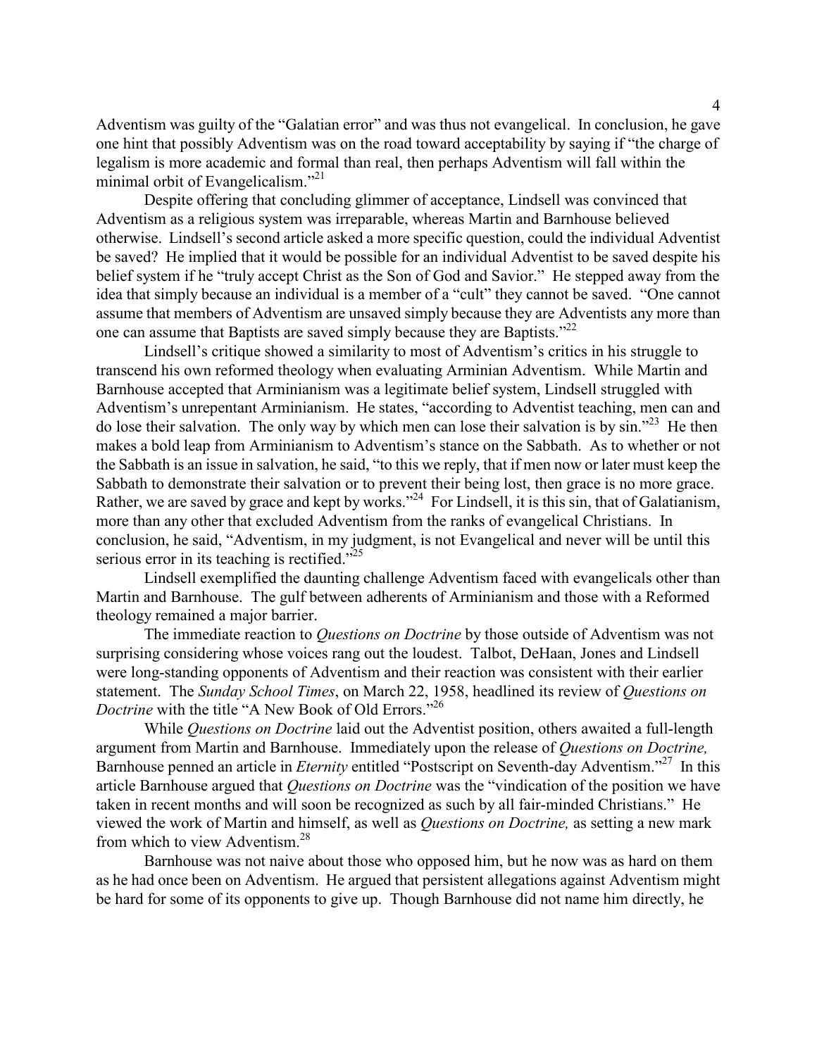Adventism was guilty of the "Galatian error" and was thus not evangelical. In conclusion, he gave one hint that possibly Adventism was on the road toward acceptability by saying if "the charge of legalism is more academic and formal than real, then perhaps Adventism will fall within the minimal orbit of Evangelicalism."[21]

Despite offering that concluding glimmer of acceptance, Lindsell was convinced that Adventism as a religious system was irreparable, whereas Martin and Barnhouse believed otherwise. Lindsell's second article asked a more specific question, could the individual Adventist be saved? He implied that it would be possible for an individual Adventist to be saved despite his belief system if he "truly accept Christ as the Son of God and Savior." He stepped away from the idea that simply because an individual is a member of a "cult" they cannot be saved. "One cannot assume that members of Adventism are unsaved simply because they are Adventists any more than one can assume that Baptists are saved simply because they are Baptists."[22]

Lindsell's critique showed a similarity to most of Adventism's critics in his struggle to transcend his own reformed theology when evaluating Arminian Adventism. While Martin and Barnhouse accepted that Arminianism was a legitimate belief system, Lindsell struggled with Adventism's unrepentant Arminianism. He states, "according to Adventist teaching, men can and do lose their salvation. The only way by which men can lose their salvation is by sin."[23] He then makes a bold leap from Arminianism to Adventism's stance on the Sabbath. As to whether or not the Sabbath is an issue in salvation, he said, "to this we reply, that if men now or later must keep the Sabbath to demonstrate their salvation or to prevent their being lost, then grace is no more grace. Rather, we are saved by grace and kept by works."[24] For Lindsell, it is this sin, that of Galatianism, more than any other that excluded Adventism from the ranks of evangelical Christians. In conclusion, he said, "Adventism, in my judgment, is not Evangelical and never will be until this serious error in its teaching is rectified."[25]

Lindsell exemplified the daunting challenge Adventism faced with evangelicals other than Martin and Barnhouse. The gulf between adherents of Arminianism and those with a Reformed theology remained a major barrier.

The immediate reaction to *Questions on Doctrine* by those outside of Adventism was not surprising considering whose voices rang out the loudest. Talbot, DeHaan, Jones and Lindsell were long-standing opponents of Adventism and their reaction was consistent with their earlier statement. The *Sunday School Times*, on March 22, 1958, headlined its review of *Questions on Doctrine* with the title "A New Book of Old Errors."[26]

While *Questions on Doctrine* laid out the Adventist position, others awaited a full-length argument from Martin and Barnhouse. Immediately upon the release of *Questions on Doctrine,* Barnhouse penned an article in *Eternity* entitled "Postscript on Seventh-day Adventism."[27] In this article Barnhouse argued that *Questions on Doctrine* was the "vindication of the position we have taken in recent months and will soon be recognized as such by all fair-minded Christians." He viewed the work of Martin and himself, as well as *Questions on Doctrine,* as setting a new mark from which to view Adventism.[28]

Barnhouse was not naive about those who opposed him, but he now was as hard on them as he had once been on Adventism. He argued that persistent allegations against Adventism might be hard for some of its opponents to give up. Though Barnhouse did not name him directly, he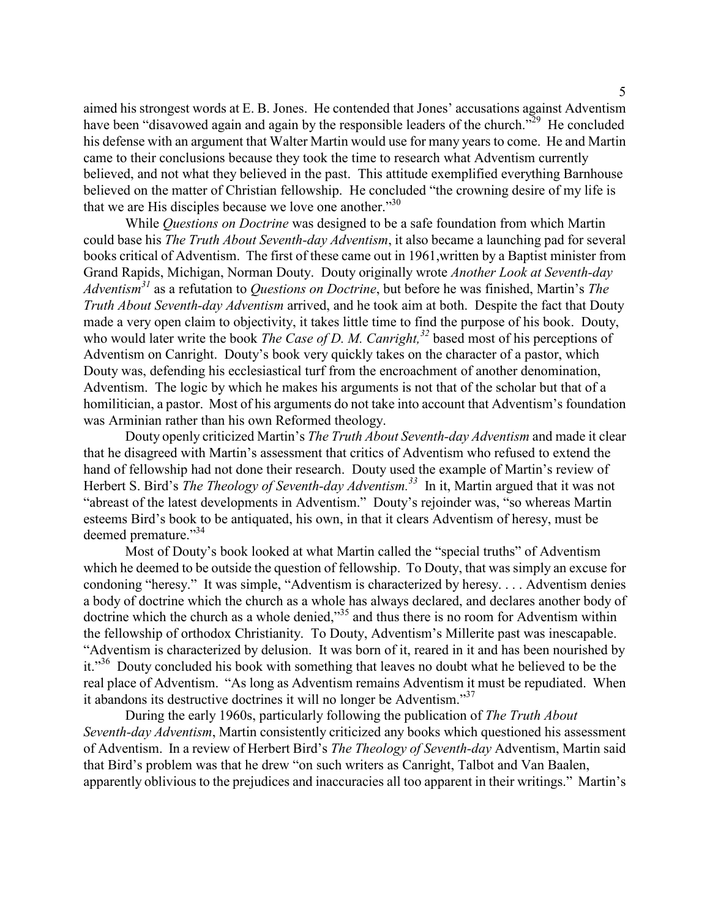aimed his strongest words at E. B. Jones. He contended that Jones' accusations against Adventism have been "disavowed again and again by the responsible leaders of the church."[29] He concluded his defense with an argument that Walter Martin would use for many years to come. He and Martin came to their conclusions because they took the time to research what Adventism currently believed, and not what they believed in the past. This attitude exemplified everything Barnhouse believed on the matter of Christian fellowship. He concluded "the crowning desire of my life is that we are His disciples because we love one another."[30]

While *Questions on Doctrine* was designed to be a safe foundation from which Martin could base his *The Truth About Seventh-day Adventism*, it also became a launching pad for several books critical of Adventism. The first of these came out in 1961,written by a Baptist minister from Grand Rapids, Michigan, Norman Douty. Douty originally wrote *Another Look at Seventh-day Adventism*[31] as a refutation to *Questions on Doctrine*, but before he was finished, Martin's *The Truth About Seventh-day Adventism* arrived, and he took aim at both. Despite the fact that Douty made a very open claim to objectivity, it takes little time to find the purpose of his book. Douty, who would later write the book *The Case of D. M. Canright,*[32] based most of his perceptions of Adventism on Canright. Douty's book very quickly takes on the character of a pastor, which Douty was, defending his ecclesiastical turf from the encroachment of another denomination, Adventism. The logic by which he makes his arguments is not that of the scholar but that of a homilitician, a pastor. Most of his arguments do not take into account that Adventism's foundation was Arminian rather than his own Reformed theology.

Douty openly criticized Martin's *The Truth About Seventh-day Adventism* and made it clear that he disagreed with Martin's assessment that critics of Adventism who refused to extend the hand of fellowship had not done their research. Douty used the example of Martin's review of Herbert S. Bird's *The Theology of Seventh-day Adventism.*[33] In it, Martin argued that it was not "abreast of the latest developments in Adventism." Douty's rejoinder was, "so whereas Martin esteems Bird's book to be antiquated, his own, in that it clears Adventism of heresy, must be deemed premature."[34]

Most of Douty's book looked at what Martin called the "special truths" of Adventism which he deemed to be outside the question of fellowship. To Douty, that was simply an excuse for condoning "heresy." It was simple, "Adventism is characterized by heresy. . . . Adventism denies a body of doctrine which the church as a whole has always declared, and declares another body of doctrine which the church as a whole denied,"[35] and thus there is no room for Adventism within the fellowship of orthodox Christianity. To Douty, Adventism's Millerite past was inescapable. "Adventism is characterized by delusion. It was born of it, reared in it and has been nourished by it."[36] Douty concluded his book with something that leaves no doubt what he believed to be the real place of Adventism. "As long as Adventism remains Adventism it must be repudiated. When it abandons its destructive doctrines it will no longer be Adventism."[37]

During the early 1960s, particularly following the publication of *The Truth About Seventh-day Adventism*, Martin consistently criticized any books which questioned his assessment of Adventism. In a review of Herbert Bird's *The Theology of Seventh-day* Adventism, Martin said that Bird's problem was that he drew "on such writers as Canright, Talbot and Van Baalen, apparently oblivious to the prejudices and inaccuracies all too apparent in their writings." Martin's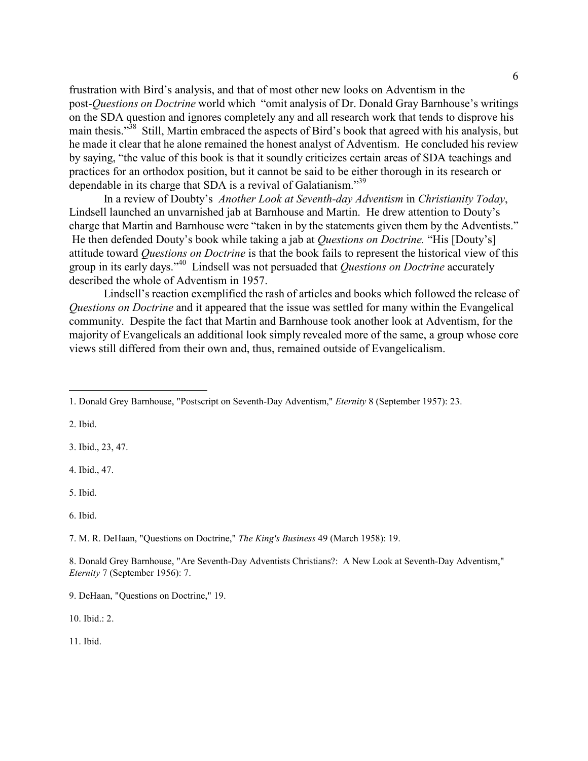frustration with Bird's analysis, and that of most other new looks on Adventism in the post-*Questions on Doctrine* world which "omit analysis of Dr. Donald Gray Barnhouse's writings on the SDA question and ignores completely any and all research work that tends to disprove his main thesis."[38] Still, Martin embraced the aspects of Bird's book that agreed with his analysis, but he made it clear that he alone remained the honest analyst of Adventism. He concluded his review by saying, "the value of this book is that it soundly criticizes certain areas of SDA teachings and practices for an orthodox position, but it cannot be said to be either thorough in its research or dependable in its charge that SDA is a revival of Galatianism."[39]

In a review of Doubty's *Another Look at Seventh-day Adventism* in *Christianity Today*, Lindsell launched an unvarnished jab at Barnhouse and Martin. He drew attention to Douty's charge that Martin and Barnhouse were "taken in by the statements given them by the Adventists." He then defended Douty's book while taking a jab at *Questions on Doctrine.* "His [Douty's] attitude toward *Questions on Doctrine* is that the book fails to represent the historical view of this group in its early days."[40] Lindsell was not persuaded that *Questions on Doctrine* accurately described the whole of Adventism in 1957.

Lindsell's reaction exemplified the rash of articles and books which followed the release of *Questions on Doctrine* and it appeared that the issue was settled for many within the Evangelical community. Despite the fact that Martin and Barnhouse took another look at Adventism, for the majority of Evangelicals an additional look simply revealed more of the same, a group whose core views still differed from their own and, thus, remained outside of Evangelicalism.

---

1. Donald Grey Barnhouse, "Postscript on Seventh-Day Adventism," *Eternity* 8 (September 1957): 23.

2. Ibid.

3. Ibid., 23, 47.

4. Ibid., 47.

5. Ibid.

6. Ibid.

7. M. R. DeHaan, "Questions on Doctrine," *The King's Business* 49 (March 1958): 19.

8. Donald Grey Barnhouse, "Are Seventh-Day Adventists Christians?: A New Look at Seventh-Day Adventism," *Eternity* 7 (September 1956): 7.

9. DeHaan, "Questions on Doctrine," 19.

10. Ibid.: 2.

11. Ibid.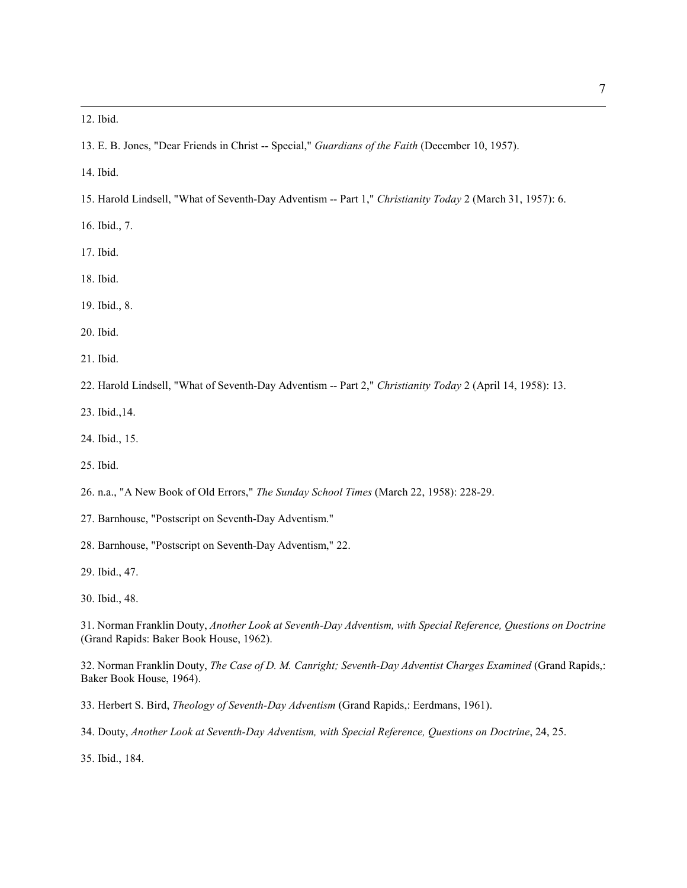12. Ibid.

13. E. B. Jones, "Dear Friends in Christ -- Special," *Guardians of the Faith* (December 10, 1957).

14. Ibid.

15. Harold Lindsell, "What of Seventh-Day Adventism -- Part 1," *Christianity Today* 2 (March 31, 1957): 6.

16. Ibid., 7.

17. Ibid.

18. Ibid.

19. Ibid., 8.

20. Ibid.

21. Ibid.

22. Harold Lindsell, "What of Seventh-Day Adventism -- Part 2," *Christianity Today* 2 (April 14, 1958): 13.

23. Ibid.,14.

24. Ibid., 15.

25. Ibid.

26. n.a., "A New Book of Old Errors," *The Sunday School Times* (March 22, 1958): 228-29.

27. Barnhouse, "Postscript on Seventh-Day Adventism."

28. Barnhouse, "Postscript on Seventh-Day Adventism," 22.

29. Ibid., 47.

30. Ibid., 48.

31. Norman Franklin Douty, *Another Look at Seventh-Day Adventism, with Special Reference, Questions on Doctrine* (Grand Rapids: Baker Book House, 1962).

32. Norman Franklin Douty, *The Case of D. M. Canright; Seventh-Day Adventist Charges Examined* (Grand Rapids,: Baker Book House, 1964).

33. Herbert S. Bird, *Theology of Seventh-Day Adventism* (Grand Rapids,: Eerdmans, 1961).

34. Douty, *Another Look at Seventh-Day Adventism, with Special Reference, Questions on Doctrine*, 24, 25.

35. Ibid., 184.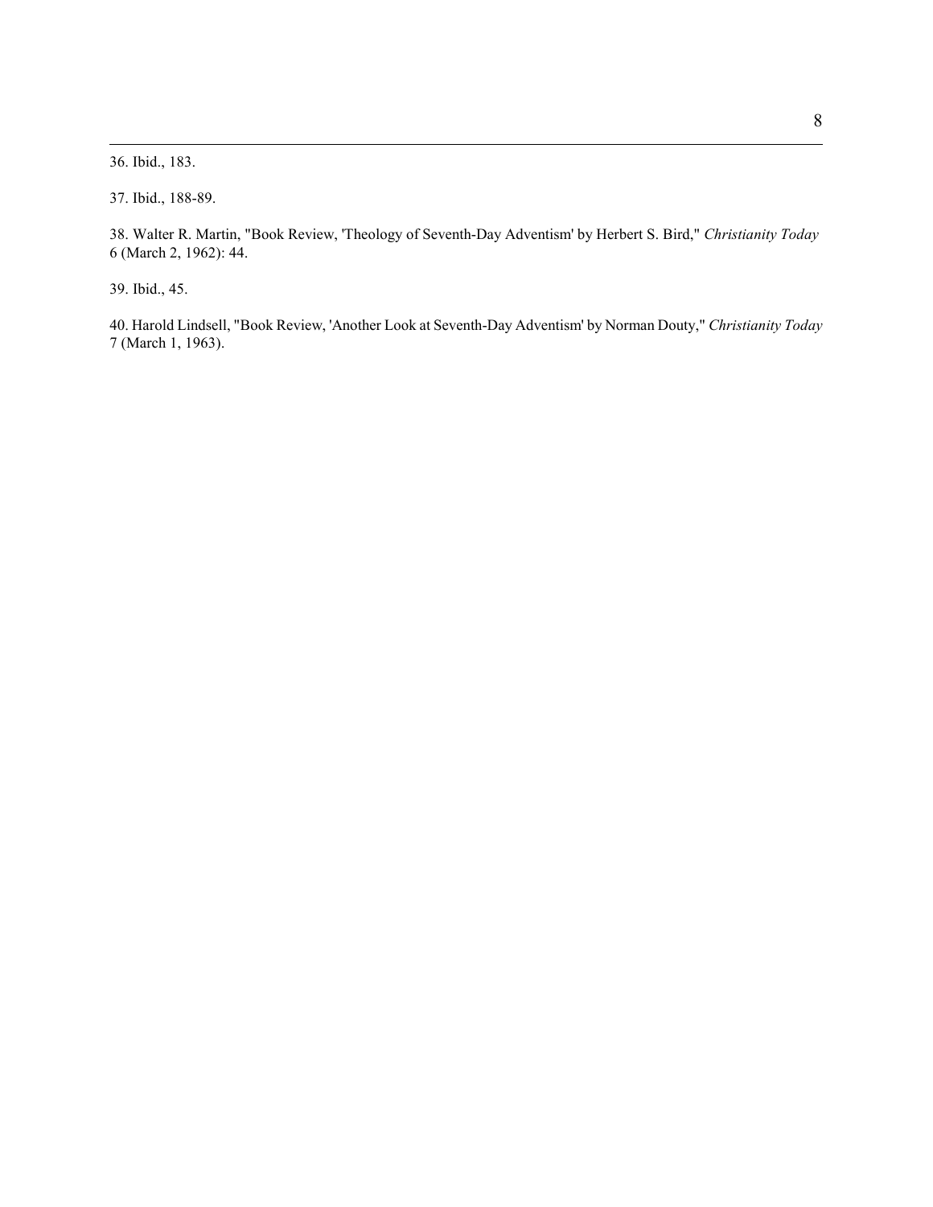36. Ibid., 183.

37. Ibid., 188-89.

38. Walter R. Martin, "Book Review, 'Theology of Seventh-Day Adventism' by Herbert S. Bird," *Christianity Today* 6 (March 2, 1962): 44.

39. Ibid., 45.

40. Harold Lindsell, "Book Review, 'Another Look at Seventh-Day Adventism' by Norman Douty," *Christianity Today* 7 (March 1, 1963).